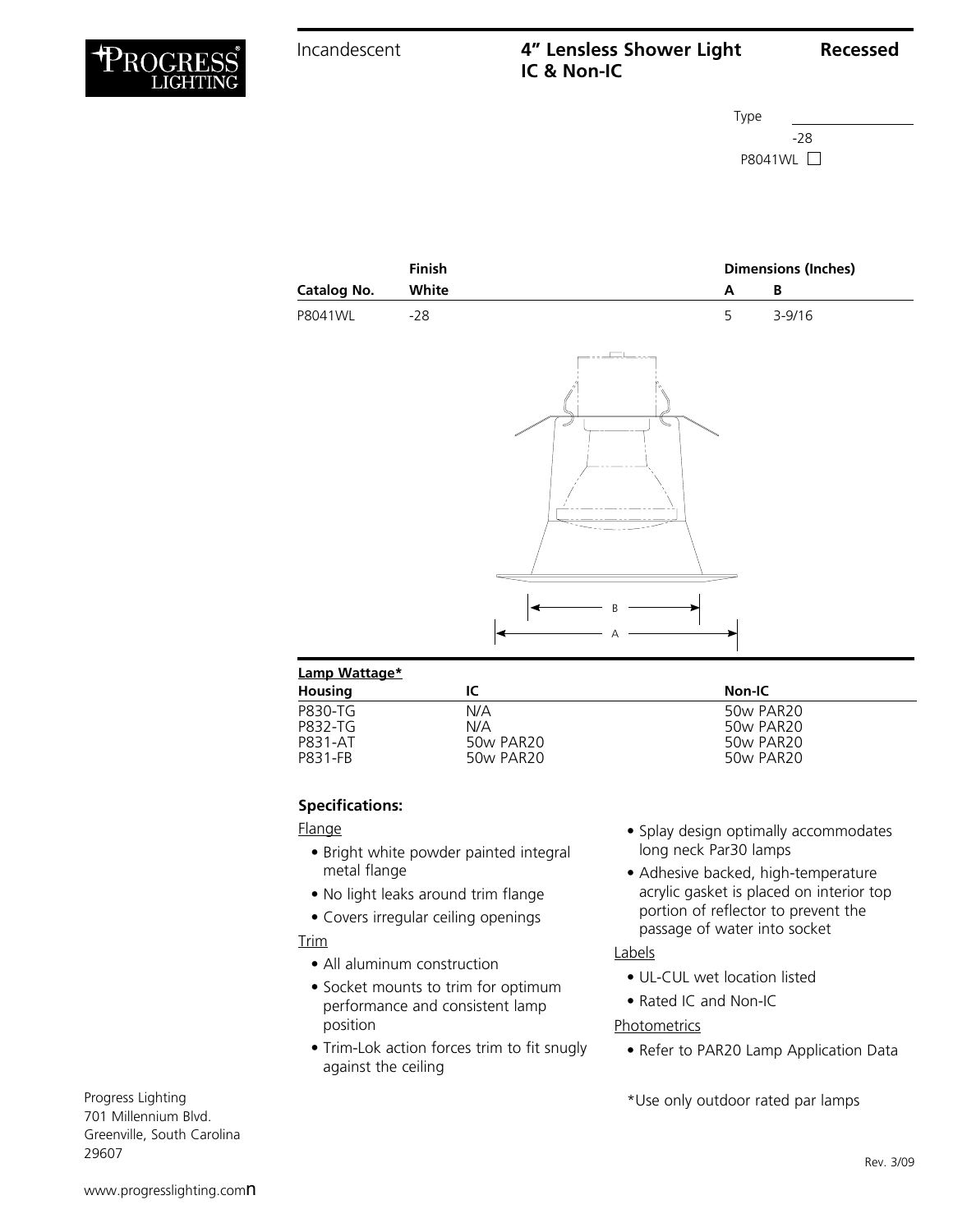Incandescent

# 4" Lensless Shower Light IC & Non-IC

**Recessed**

Type

-28

P8041WL ☐

| | Finish | Dimensions (Inches) | |
|---|---|---|---|
| Catalog No. | White | A | B |
| P8041WL | -28 | 5 | 3-9/16 |

B

A

| Lamp Wattage* | | |
|---|---|---|
| Housing | IC | Non-IC |
| P830-TG | N/A | 50w PAR20 |
| P832-TG | N/A | 50w PAR20 |
| P831-AT | 50w PAR20 | 50w PAR20 |
| P831-FB | 50w PAR20 | 50w PAR20 |

## Specifications:

Flange

- Bright white powder painted integral metal flange
- No light leaks around trim flange
- Covers irregular ceiling openings

Trim

- All aluminum construction
- Socket mounts to trim for optimum performance and consistent lamp position
- Trim-Lok action forces trim to fit snugly against the ceiling
- Splay design optimally accommodates long neck Par30 lamps
- Adhesive backed, high-temperature acrylic gasket is placed on interior top portion of reflector to prevent the passage of water into socket

Labels

- UL-CUL wet location listed
- Rated IC and Non-IC

Photometrics

- Refer to PAR20 Lamp Application Data

*Use only outdoor rated par lamps

Progress Lighting
701 Millennium Blvd.
Greenville, South Carolina
29607

www.progresslighting.com

Rev. 3/09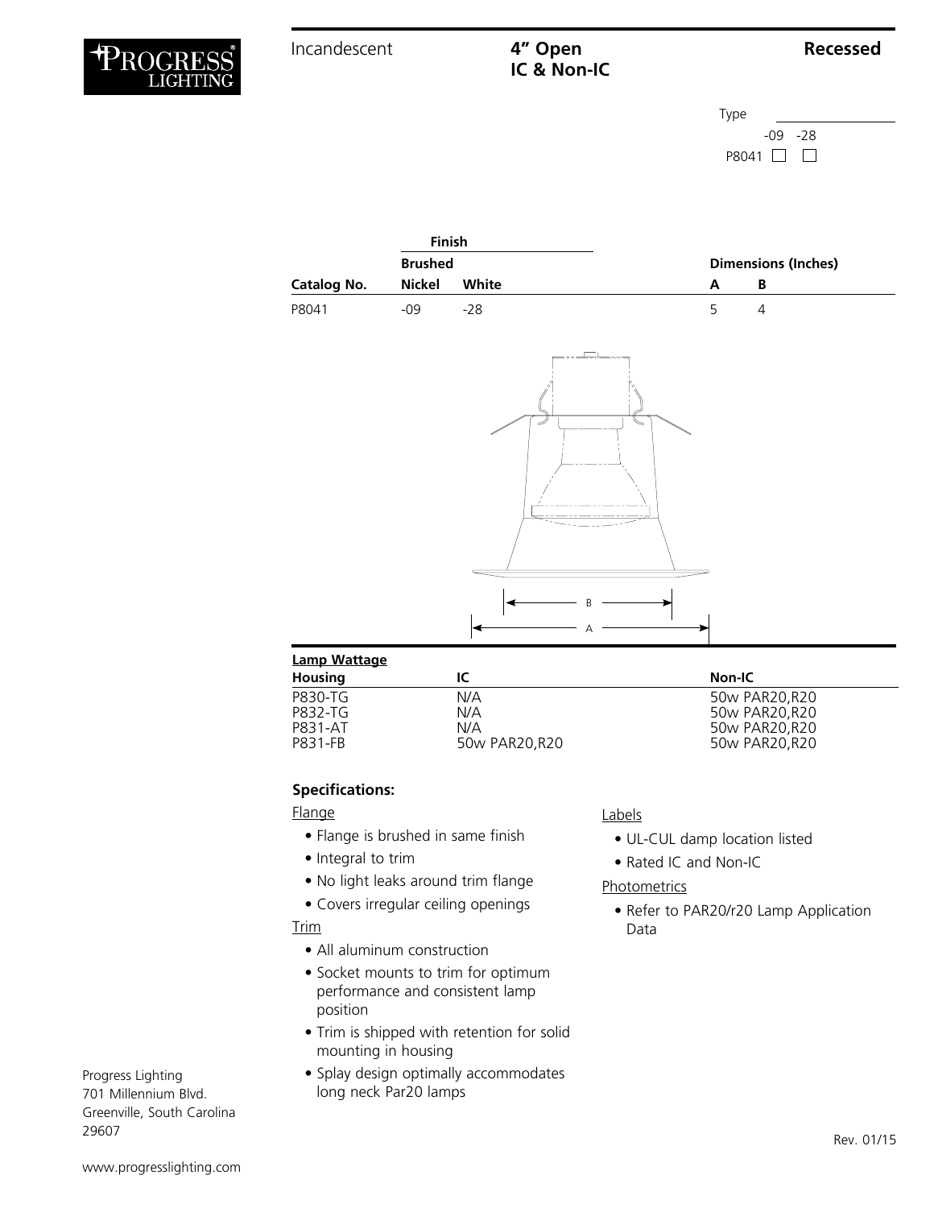Incandescent

# 4" Open IC & Non-IC

## Recessed

Type ______________

| | -09 | -28 |
|---|---|---|
| P8041 | ☐ | ☐ |

| | Finish | | Dimensions (Inches) | |
|---|---|---|---|---|
| | Brushed | | | |
| Catalog No. | Nickel | White | A | B |
| P8041 | -09 | -28 | 5 | 4 |

B

A

**Lamp Wattage**

| Housing | IC | Non-IC |
|---|---|---|
| P830-TG | N/A | 50w PAR20,R20 |
| P832-TG | N/A | 50w PAR20,R20 |
| P831-AT | N/A | 50w PAR20,R20 |
| P831-FB | 50w PAR20,R20 | 50w PAR20,R20 |

### Specifications:

Flange

- Flange is brushed in same finish
- Integral to trim
- No light leaks around trim flange
- Covers irregular ceiling openings

Trim

- All aluminum construction
- Socket mounts to trim for optimum performance and consistent lamp position
- Trim is shipped with retention for solid mounting in housing
- Splay design optimally accommodates long neck Par20 lamps

Labels

- UL-CUL damp location listed
- Rated IC and Non-IC

Photometrics

- Refer to PAR20/r20 Lamp Application Data

Progress Lighting
701 Millennium Blvd.
Greenville, South Carolina
29607

www.progresslighting.com

Rev. 01/15